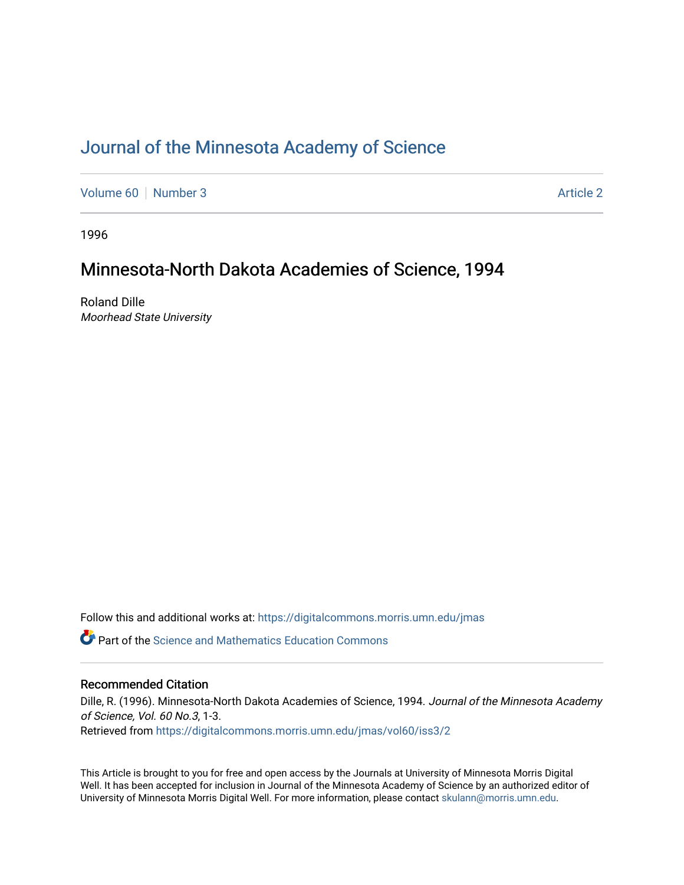# Journal of the Minnesota Academy of Science

Volume 60 | Number 3 | Article 2

1996

## Minnesota-North Dakota Academies of Science, 1994

Roland Dille
*Moorhead State University*

Follow this and additional works at: https://digitalcommons.morris.umn.edu/jmas

Part of the Science and Mathematics Education Commons

### Recommended Citation

Dille, R. (1996). Minnesota-North Dakota Academies of Science, 1994. *Journal of the Minnesota Academy of Science, Vol. 60 No.3*, 1-3.
Retrieved from https://digitalcommons.morris.umn.edu/jmas/vol60/iss3/2

This Article is brought to you for free and open access by the Journals at University of Minnesota Morris Digital Well. It has been accepted for inclusion in Journal of the Minnesota Academy of Science by an authorized editor of University of Minnesota Morris Digital Well. For more information, please contact skulann@morris.umn.edu.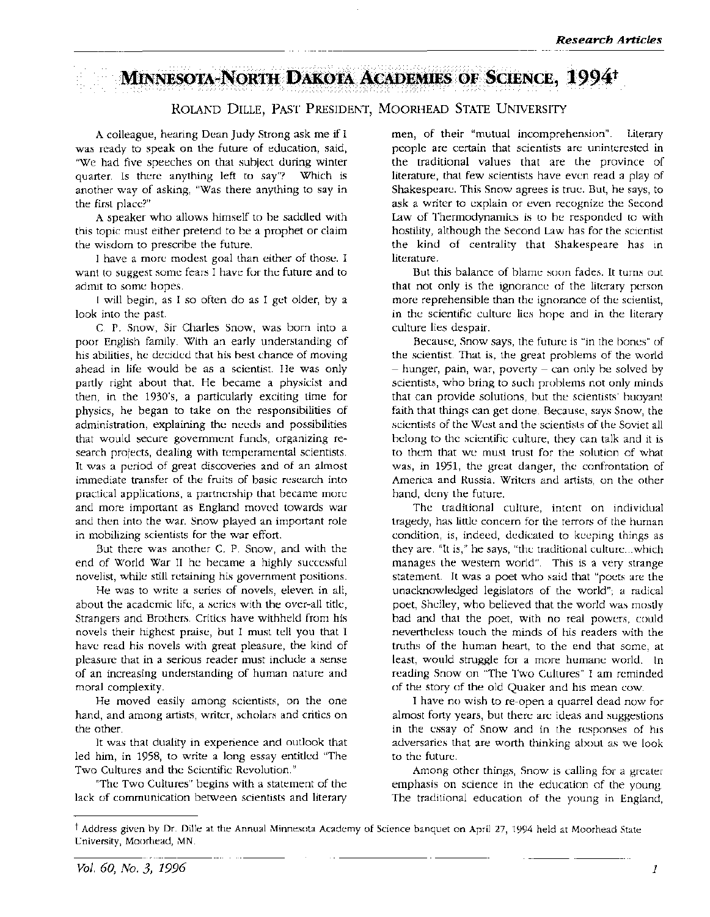# Minnesota-North Dakota Academies of Science, 1994†

Roland Dille, Past President, Moorhead State University

A colleague, hearing Dean Judy Strong ask me if I was ready to speak on the future of education, said, "We had five speeches on that subject during winter quarter. Is there anything left to say"? Which is another way of asking, "Was there anything to say in the first place?"

A speaker who allows himself to be saddled with this topic must either pretend to be a prophet or claim the wisdom to prescribe the future.

I have a more modest goal than either of those. I want to suggest some fears I have for the future and to admit to some hopes.

I will begin, as I so often do as I get older, by a look into the past.

C. P. Snow, Sir Charles Snow, was born into a poor English family. With an early understanding of his abilities, he decided that his best chance of moving ahead in life would be as a scientist. He was only partly right about that. He became a physicist and then, in the 1930's, a particularly exciting time for physics, he began to take on the responsibilities of administration, explaining the needs and possibilities that would secure government funds, organizing research projects, dealing with temperamental scientists. It was a period of great discoveries and of an almost immediate transfer of the fruits of basic research into practical applications, a partnership that became more and more important as England moved towards war and then into the war. Snow played an important role in mobilizing scientists for the war effort.

But there was another C. P. Snow, and with the end of World War II he became a highly successful novelist, while still retaining his government positions.

He was to write a series of novels, eleven in all, about the academic life, a series with the over-all title, Strangers and Brothers. Critics have withheld from his novels their highest praise, but I must tell you that I have read his novels with great pleasure, the kind of pleasure that in a serious reader must include a sense of an increasing understanding of human nature and moral complexity.

He moved easily among scientists, on the one hand, and among artists, writer, scholars and critics on the other.

It was that duality in experience and outlook that led him, in 1958, to write a long essay entitled "The Two Cultures and the Scientific Revolution."

"The Two Cultures" begins with a statement of the lack of communication between scientists and literary men, of their "mutual incomprehension". Literary people are certain that scientists are uninterested in the traditional values that are the province of literature, that few scientists have even read a play of Shakespeare. This Snow agrees is true. But, he says, to ask a writer to explain or even recognize the Second Law of Thermodynamics is to be responded to with hostility, although the Second Law has for the scientist the kind of centrality that Shakespeare has in literature.

But this balance of blame soon fades. It turns out that not only is the ignorance of the literary person more reprehensible than the ignorance of the scientist, in the scientific culture lies hope and in the literary culture lies despair.

Because, Snow says, the future is "in the bones" of the scientist. That is, the great problems of the world – hunger, pain, war, poverty – can only be solved by scientists, who bring to such problems not only minds that can provide solutions, but the scientists' buoyant faith that things can get done. Because, says Snow, the scientists of the West and the scientists of the Soviet all belong to the scientific culture, they can talk and it is to them that we must trust for the solution of what was, in 1951, the great danger, the confrontation of America and Russia. Writers and artists, on the other hand, deny the future.

The traditional culture, intent on individual tragedy, has little concern for the terrors of the human condition, is, indeed, dedicated to keeping things as they are. "It is," he says, "the traditional culture...which manages the western world". This is a very strange statement. It was a poet who said that "poets are the unacknowledged legislators of the world"; a radical poet, Shelley, who believed that the world was mostly bad and that the poet, with no real powers, could nevertheless touch the minds of his readers with the truths of the human heart, to the end that some, at least, would struggle for a more humane world. In reading Snow on "The Two Cultures" I am reminded of the story of the old Quaker and his mean cow.

I have no wish to re-open a quarrel dead now for almost forty years, but there are ideas and suggestions in the essay of Snow and in the responses of his adversaries that are worth thinking about as we look to the future.

Among other things, Snow is calling for a greater emphasis on science in the education of the young. The traditional education of the young in England,

† Address given by Dr. Dille at the Annual Minnesota Academy of Science banquet on April 27, 1994 held at Moorhead State University, Moorhead, MN.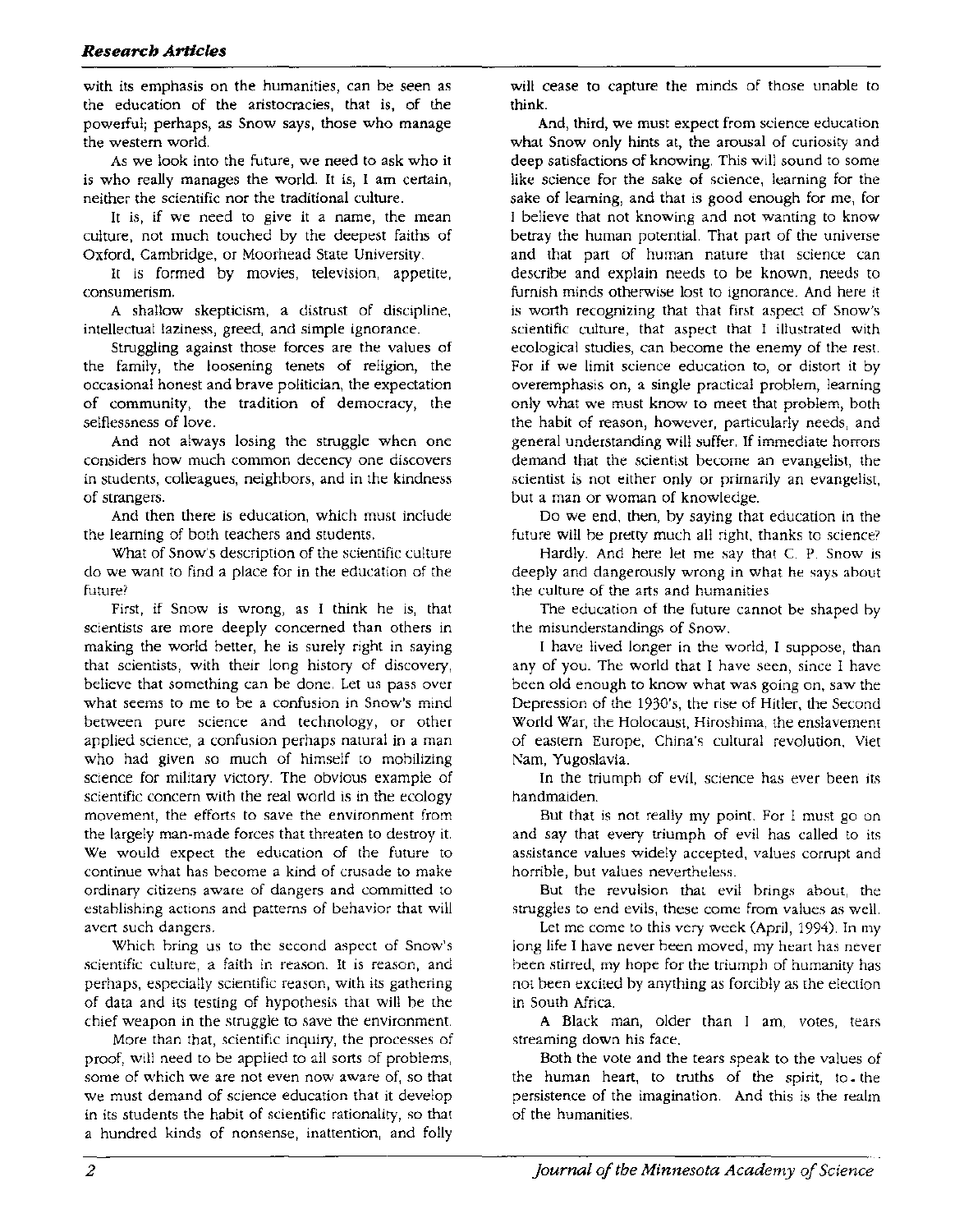with its emphasis on the humanities, can be seen as the education of the aristocracies, that is, of the powerful; perhaps, as Snow says, those who manage the western world.

As we look into the future, we need to ask who it is who really manages the world. It is, I am certain, neither the scientific nor the traditional culture.

It is, if we need to give it a name, the mean culture, not much touched by the deepest faiths of Oxford, Cambridge, or Moorhead State University.

It is formed by movies, television, appetite, consumerism.

A shallow skepticism, a distrust of discipline, intellectual laziness, greed, and simple ignorance.

Struggling against those forces are the values of the family, the loosening tenets of religion, the occasional honest and brave politician, the expectation of community, the tradition of democracy, the selflessness of love.

And not always losing the struggle when one considers how much common decency one discovers in students, colleagues, neighbors, and in the kindness of strangers.

And then there is education, which must include the learning of both teachers and students.

What of Snow's description of the scientific culture do we want to find a place for in the education of the future?

First, if Snow is wrong, as I think he is, that scientists are more deeply concerned than others in making the world better, he is surely right in saying that scientists, with their long history of discovery, believe that something can be done. Let us pass over what seems to me to be a confusion in Snow's mind between pure science and technology, or other applied science, a confusion perhaps natural in a man who had given so much of himself to mobilizing science for military victory. The obvious example of scientific concern with the real world is in the ecology movement, the efforts to save the environment from the largely man-made forces that threaten to destroy it. We would expect the education of the future to continue what has become a kind of crusade to make ordinary citizens aware of dangers and committed to establishing actions and patterns of behavior that will avert such dangers.

Which bring us to the second aspect of Snow's scientific culture, a faith in reason. It is reason, and perhaps, especially scientific reason, with its gathering of data and its testing of hypothesis that will be the chief weapon in the struggle to save the environment.

More than that, scientific inquiry, the processes of proof, will need to be applied to all sorts of problems, some of which we are not even now aware of, so that we must demand of science education that it develop in its students the habit of scientific rationality, so that a hundred kinds of nonsense, inattention, and folly will cease to capture the minds of those unable to think.

And, third, we must expect from science education what Snow only hints at, the arousal of curiosity and deep satisfactions of knowing. This will sound to some like science for the sake of science, learning for the sake of learning, and that is good enough for me, for I believe that not knowing and not wanting to know betray the human potential. That part of the universe and that part of human nature that science can describe and explain needs to be known, needs to furnish minds otherwise lost to ignorance. And here it is worth recognizing that that first aspect of Snow's scientific culture, that aspect that I illustrated with ecological studies, can become the enemy of the rest. For if we limit science education to, or distort it by overemphasis on, a single practical problem, learning only what we must know to meet that problem, both the habit of reason, however, particularly needs, and general understanding will suffer. If immediate horrors demand that the scientist become an evangelist, the scientist is not either only or primarily an evangelist, but a man or woman of knowledge.

Do we end, then, by saying that education in the future will be pretty much all right, thanks to science?

Hardly. And here let me say that C. P. Snow is deeply and dangerously wrong in what he says about the culture of the arts and humanities.

The education of the future cannot be shaped by the misunderstandings of Snow.

I have lived longer in the world, I suppose, than any of you. The world that I have seen, since I have been old enough to know what was going on, saw the Depression of the 1930's, the rise of Hitler, the Second World War, the Holocaust, Hiroshima, the enslavement of eastern Europe, China's cultural revolution, Viet Nam, Yugoslavia.

In the triumph of evil, science has ever been its handmaiden.

But that is not really my point. For I must go on and say that every triumph of evil has called to its assistance values widely accepted, values corrupt and horrible, but values nevertheless.

But the revulsion that evil brings about, the struggles to end evils, these come from values as well.

Let me come to this very week (April, 1994). In my long life I have never been moved, my heart has never been stirred, my hope for the triumph of humanity has not been excited by anything as forcibly as the election in South Africa.

A Black man, older than I am, votes, tears streaming down his face.

Both the vote and the tears speak to the values of the human heart, to truths of the spirit, to the persistence of the imagination. And this is the realm of the humanities.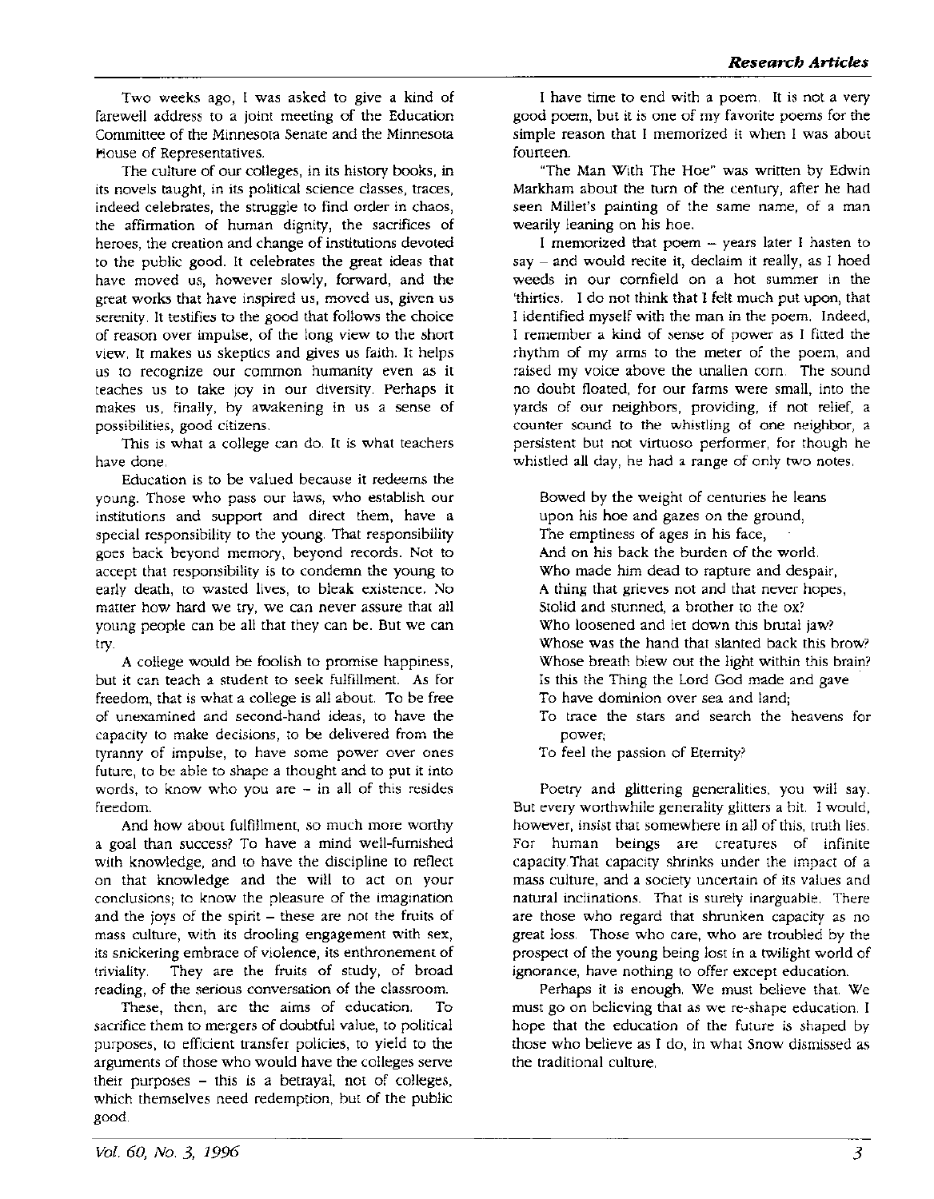Two weeks ago, I was asked to give a kind of farewell address to a joint meeting of the Education Committee of the Minnesota Senate and the Minnesota House of Representatives.

The culture of our colleges, in its history books, in its novels taught, in its political science classes, traces, indeed celebrates, the struggle to find order in chaos, the affirmation of human dignity, the sacrifices of heroes, the creation and change of institutions devoted to the public good. It celebrates the great ideas that have moved us, however slowly, forward, and the great works that have inspired us, moved us, given us serenity. It testifies to the good that follows the choice of reason over impulse, of the long view to the short view. It makes us skeptics and gives us faith. It helps us to recognize our common humanity even as it teaches us to take joy in our diversity. Perhaps it makes us, finally, by awakening in us a sense of possibilities, good citizens.

This is what a college can do. It is what teachers have done.

Education is to be valued because it redeems the young. Those who pass our laws, who establish our institutions and support and direct them, have a special responsibility to the young. That responsibility goes back beyond memory, beyond records. Not to accept that responsibility is to condemn the young to early death, to wasted lives, to bleak existence. No matter how hard we try, we can never assure that all young people can be all that they can be. But we can try.

A college would be foolish to promise happiness, but it can teach a student to seek fulfillment. As for freedom, that is what a college is all about. To be free of unexamined and second-hand ideas, to have the capacity to make decisions, to be delivered from the tyranny of impulse, to have some power over ones future, to be able to shape a thought and to put it into words, to know who you are – in all of this resides freedom.

And how about fulfillment, so much more worthy a goal than success? To have a mind well-furnished with knowledge, and to have the discipline to reflect on that knowledge and the will to act on your conclusions; to know the pleasure of the imagination and the joys of the spirit – these are not the fruits of mass culture, with its drooling engagement with sex, its snickering embrace of violence, its enthronement of triviality. They are the fruits of study, of broad reading, of the serious conversation of the classroom.

These, then, are the aims of education. To sacrifice them to mergers of doubtful value, to political purposes, to efficient transfer policies, to yield to the arguments of those who would have the colleges serve their purposes – this is a betrayal, not of colleges, which themselves need redemption, but of the public good.

I have time to end with a poem. It is not a very good poem, but it is one of my favorite poems for the simple reason that I memorized it when I was about fourteen.

"The Man With The Hoe" was written by Edwin Markham about the turn of the century, after he had seen Millet's painting of the same name, of a man wearily leaning on his hoe.

I memorized that poem – years later I hasten to say – and would recite it, declaim it really, as I hoed weeds in our cornfield on a hot summer in the 'thirties. I do not think that I felt much put upon, that I identified myself with the man in the poem. Indeed, I remember a kind of sense of power as I fitted the rhythm of my arms to the meter of the poem, and raised my voice above the unalien corn. The sound no doubt floated, for our farms were small, into the yards of our neighbors, providing, if not relief, a counter sound to the whistling of one neighbor, a persistent but not virtuoso performer, for though he whistled all day, he had a range of only two notes.

> Bowed by the weight of centuries he leans
> upon his hoe and gazes on the ground,
> The emptiness of ages in his face,
> And on his back the burden of the world.
> Who made him dead to rapture and despair,
> A thing that grieves not and that never hopes,
> Stolid and stunned, a brother to the ox?
> Who loosened and let down this brutal jaw?
> Whose was the hand that slanted back this brow?
> Whose breath blew out the light within this brain?
> Is this the Thing the Lord God made and gave
> To have dominion over sea and land;
> To trace the stars and search the heavens for power;
> To feel the passion of Eternity?

Poetry and glittering generalities, you will say. But every worthwhile generality glitters a bit. I would, however, insist that somewhere in all of this, truth lies. For human beings are creatures of infinite capacity. That capacity shrinks under the impact of a mass culture, and a society uncertain of its values and natural inclinations. That is surely inarguable. There are those who regard that shrunken capacity as no great loss. Those who care, who are troubled by the prospect of the young being lost in a twilight world of ignorance, have nothing to offer except education.

Perhaps it is enough. We must believe that. We must go on believing that as we re-shape education. I hope that the education of the future is shaped by those who believe as I do, in what Snow dismissed as the traditional culture.